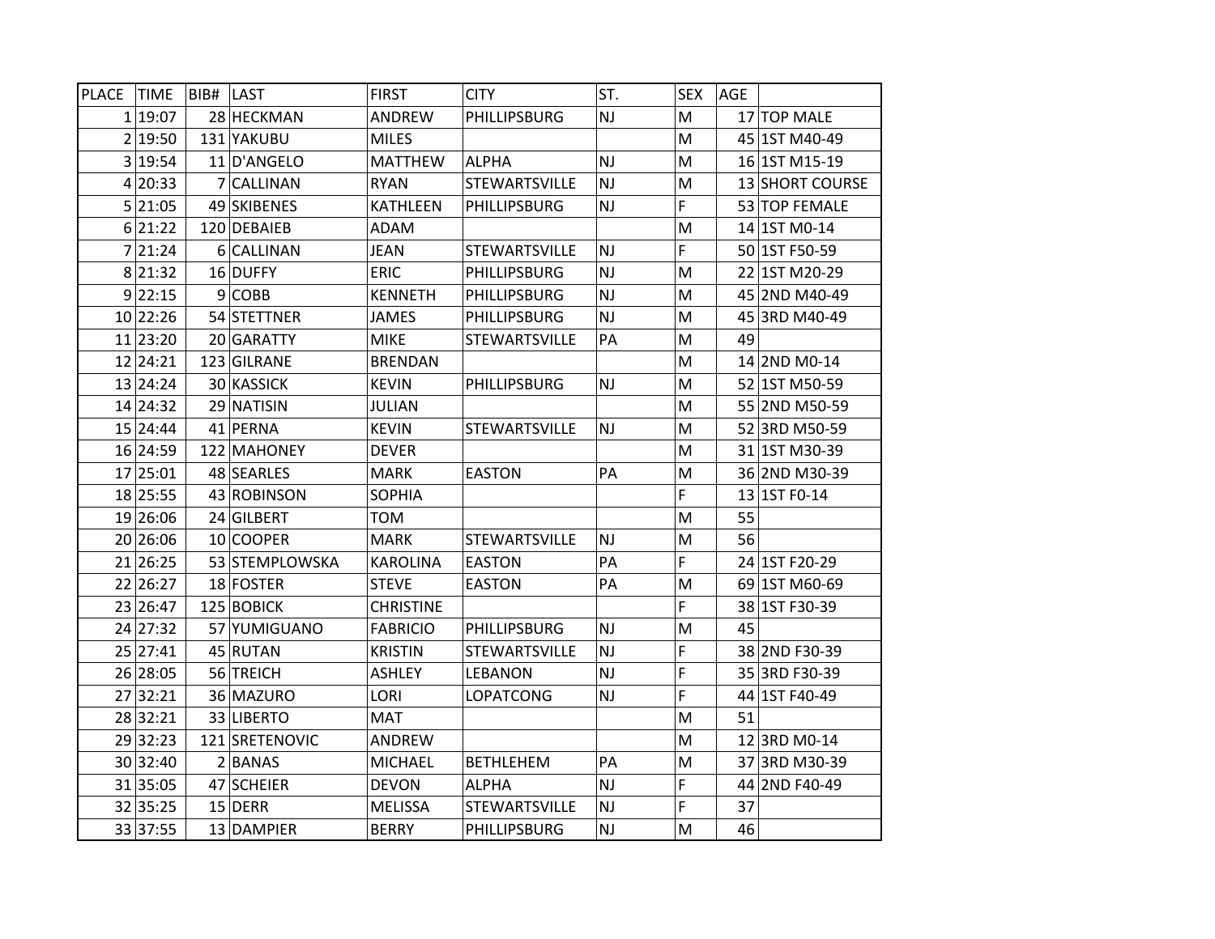| PLACE | TIME | BIB# | LAST | FIRST | CITY | ST. | SEX | AGE | |
|---|---|---|---|---|---|---|---|---|---|
| 1 | 19:07 | 28 | HECKMAN | ANDREW | PHILLIPSBURG | NJ | M | 17 | TOP MALE |
| 2 | 19:50 | 131 | YAKUBU | MILES | | | M | 45 | 1ST M40-49 |
| 3 | 19:54 | 11 | D'ANGELO | MATTHEW | ALPHA | NJ | M | 16 | 1ST M15-19 |
| 4 | 20:33 | 7 | CALLINAN | RYAN | STEWARTSVILLE | NJ | M | 13 | SHORT COURSE |
| 5 | 21:05 | 49 | SKIBENES | KATHLEEN | PHILLIPSBURG | NJ | F | 53 | TOP FEMALE |
| 6 | 21:22 | 120 | DEBAIEB | ADAM | | | M | 14 | 1ST M0-14 |
| 7 | 21:24 | 6 | CALLINAN | JEAN | STEWARTSVILLE | NJ | F | 50 | 1ST F50-59 |
| 8 | 21:32 | 16 | DUFFY | ERIC | PHILLIPSBURG | NJ | M | 22 | 1ST M20-29 |
| 9 | 22:15 | 9 | COBB | KENNETH | PHILLIPSBURG | NJ | M | 45 | 2ND M40-49 |
| 10 | 22:26 | 54 | STETTNER | JAMES | PHILLIPSBURG | NJ | M | 45 | 3RD M40-49 |
| 11 | 23:20 | 20 | GARATTY | MIKE | STEWARTSVILLE | PA | M | 49 | |
| 12 | 24:21 | 123 | GILRANE | BRENDAN | | | M | 14 | 2ND M0-14 |
| 13 | 24:24 | 30 | KASSICK | KEVIN | PHILLIPSBURG | NJ | M | 52 | 1ST M50-59 |
| 14 | 24:32 | 29 | NATISIN | JULIAN | | | M | 55 | 2ND M50-59 |
| 15 | 24:44 | 41 | PERNA | KEVIN | STEWARTSVILLE | NJ | M | 52 | 3RD M50-59 |
| 16 | 24:59 | 122 | MAHONEY | DEVER | | | M | 31 | 1ST M30-39 |
| 17 | 25:01 | 48 | SEARLES | MARK | EASTON | PA | M | 36 | 2ND M30-39 |
| 18 | 25:55 | 43 | ROBINSON | SOPHIA | | | F | 13 | 1ST F0-14 |
| 19 | 26:06 | 24 | GILBERT | TOM | | | M | 55 | |
| 20 | 26:06 | 10 | COOPER | MARK | STEWARTSVILLE | NJ | M | 56 | |
| 21 | 26:25 | 53 | STEMPLOWSKA | KAROLINA | EASTON | PA | F | 24 | 1ST F20-29 |
| 22 | 26:27 | 18 | FOSTER | STEVE | EASTON | PA | M | 69 | 1ST M60-69 |
| 23 | 26:47 | 125 | BOBICK | CHRISTINE | | | F | 38 | 1ST F30-39 |
| 24 | 27:32 | 57 | YUMIGUANO | FABRICIO | PHILLIPSBURG | NJ | M | 45 | |
| 25 | 27:41 | 45 | RUTAN | KRISTIN | STEWARTSVILLE | NJ | F | 38 | 2ND F30-39 |
| 26 | 28:05 | 56 | TREICH | ASHLEY | LEBANON | NJ | F | 35 | 3RD F30-39 |
| 27 | 32:21 | 36 | MAZURO | LORI | LOPATCONG | NJ | F | 44 | 1ST F40-49 |
| 28 | 32:21 | 33 | LIBERTO | MAT | | | M | 51 | |
| 29 | 32:23 | 121 | SRETENOVIC | ANDREW | | | M | 12 | 3RD M0-14 |
| 30 | 32:40 | 2 | BANAS | MICHAEL | BETHLEHEM | PA | M | 37 | 3RD M30-39 |
| 31 | 35:05 | 47 | SCHEIER | DEVON | ALPHA | NJ | F | 44 | 2ND F40-49 |
| 32 | 35:25 | 15 | DERR | MELISSA | STEWARTSVILLE | NJ | F | 37 | |
| 33 | 37:55 | 13 | DAMPIER | BERRY | PHILLIPSBURG | NJ | M | 46 | |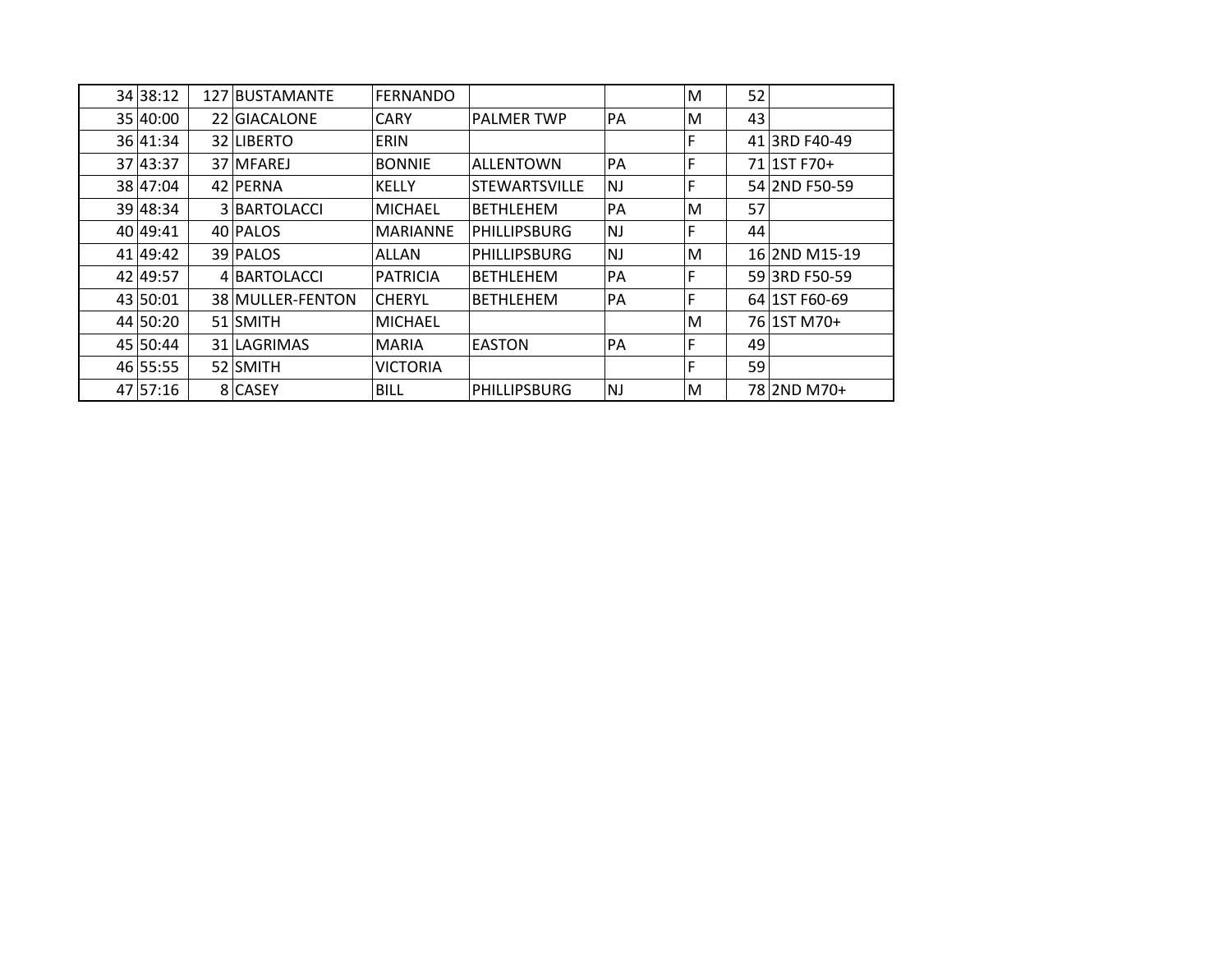| | | | | | | | | | |
|---|---|---|---|---|---|---|---|---|---|
| 34 | 38:12 | 127 | BUSTAMANTE | FERNANDO | | | M | 52 | |
| 35 | 40:00 | 22 | GIACALONE | CARY | PALMER TWP | PA | M | 43 | |
| 36 | 41:34 | 32 | LIBERTO | ERIN | | | F | 41 | 3RD F40-49 |
| 37 | 43:37 | 37 | MFAREJ | BONNIE | ALLENTOWN | PA | F | 71 | 1ST F70+ |
| 38 | 47:04 | 42 | PERNA | KELLY | STEWARTSVILLE | NJ | F | 54 | 2ND F50-59 |
| 39 | 48:34 | 3 | BARTOLACCI | MICHAEL | BETHLEHEM | PA | M | 57 | |
| 40 | 49:41 | 40 | PALOS | MARIANNE | PHILLIPSBURG | NJ | F | 44 | |
| 41 | 49:42 | 39 | PALOS | ALLAN | PHILLIPSBURG | NJ | M | 16 | 2ND M15-19 |
| 42 | 49:57 | 4 | BARTOLACCI | PATRICIA | BETHLEHEM | PA | F | 59 | 3RD F50-59 |
| 43 | 50:01 | 38 | MULLER-FENTON | CHERYL | BETHLEHEM | PA | F | 64 | 1ST F60-69 |
| 44 | 50:20 | 51 | SMITH | MICHAEL | | | M | 76 | 1ST M70+ |
| 45 | 50:44 | 31 | LAGRIMAS | MARIA | EASTON | PA | F | 49 | |
| 46 | 55:55 | 52 | SMITH | VICTORIA | | | F | 59 | |
| 47 | 57:16 | 8 | CASEY | BILL | PHILLIPSBURG | NJ | M | 78 | 2ND M70+ |